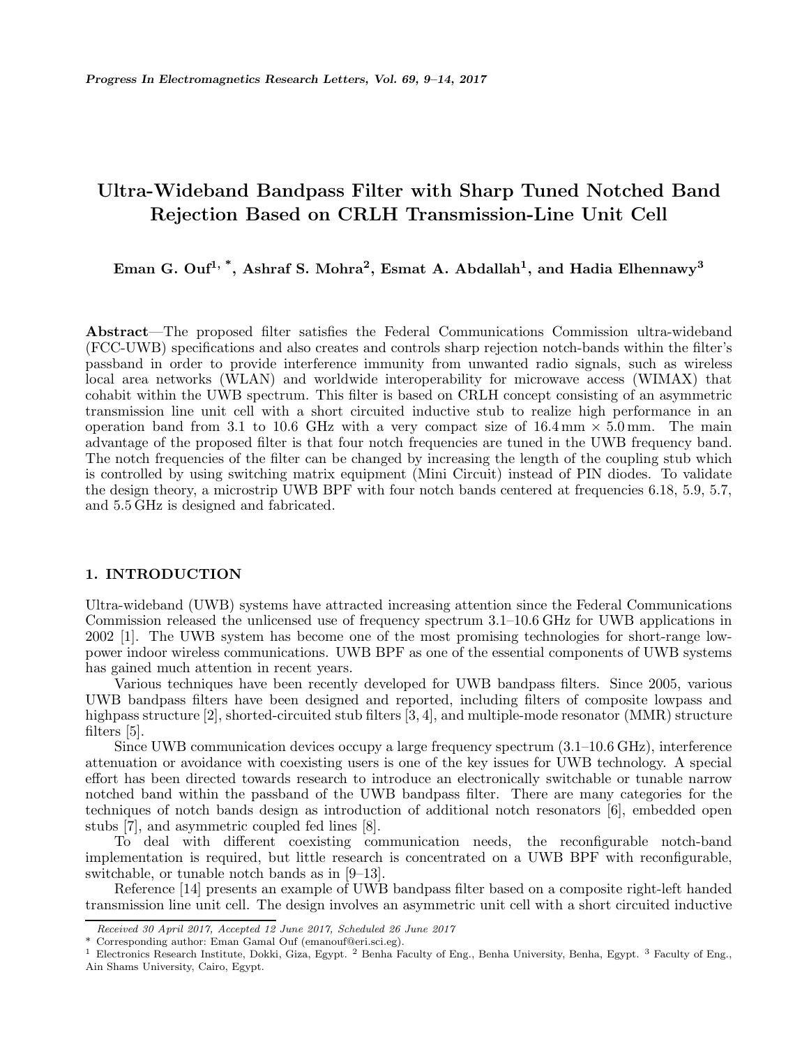# Ultra-Wideband Bandpass Filter with Sharp Tuned Notched Band Rejection Based on CRLH Transmission-Line Unit Cell

**Eman G. Ouf[1, *], Ashraf S. Mohra[2], Esmat A. Abdallah[1], and Hadia Elhennawy[3]**

**Abstract**—The proposed filter satisfies the Federal Communications Commission ultra-wideband (FCC-UWB) specifications and also creates and controls sharp rejection notch-bands within the filter's passband in order to provide interference immunity from unwanted radio signals, such as wireless local area networks (WLAN) and worldwide interoperability for microwave access (WIMAX) that cohabit within the UWB spectrum. This filter is based on CRLH concept consisting of an asymmetric transmission line unit cell with a short circuited inductive stub to realize high performance in an operation band from 3.1 to 10.6 GHz with a very compact size of 16.4 mm × 5.0 mm. The main advantage of the proposed filter is that four notch frequencies are tuned in the UWB frequency band. The notch frequencies of the filter can be changed by increasing the length of the coupling stub which is controlled by using switching matrix equipment (Mini Circuit) instead of PIN diodes. To validate the design theory, a microstrip UWB BPF with four notch bands centered at frequencies 6.18, 5.9, 5.7, and 5.5 GHz is designed and fabricated.

## 1. INTRODUCTION

Ultra-wideband (UWB) systems have attracted increasing attention since the Federal Communications Commission released the unlicensed use of frequency spectrum 3.1–10.6 GHz for UWB applications in 2002 [1]. The UWB system has become one of the most promising technologies for short-range low-power indoor wireless communications. UWB BPF as one of the essential components of UWB systems has gained much attention in recent years.

Various techniques have been recently developed for UWB bandpass filters. Since 2005, various UWB bandpass filters have been designed and reported, including filters of composite lowpass and highpass structure [2], shorted-circuited stub filters [3, 4], and multiple-mode resonator (MMR) structure filters [5].

Since UWB communication devices occupy a large frequency spectrum (3.1–10.6 GHz), interference attenuation or avoidance with coexisting users is one of the key issues for UWB technology. A special effort has been directed towards research to introduce an electronically switchable or tunable narrow notched band within the passband of the UWB bandpass filter. There are many categories for the techniques of notch bands design as introduction of additional notch resonators [6], embedded open stubs [7], and asymmetric coupled fed lines [8].

To deal with different coexisting communication needs, the reconfigurable notch-band implementation is required, but little research is concentrated on a UWB BPF with reconfigurable, switchable, or tunable notch bands as in [9–13].

Reference [14] presents an example of UWB bandpass filter based on a composite right-left handed transmission line unit cell. The design involves an asymmetric unit cell with a short circuited inductive

*Received 30 April 2017, Accepted 12 June 2017, Scheduled 26 June 2017*

\* Corresponding author: Eman Gamal Ouf (emanouf@eri.sci.eg).

[1] Electronics Research Institute, Dokki, Giza, Egypt. [2] Benha Faculty of Eng., Benha University, Benha, Egypt. [3] Faculty of Eng., Ain Shams University, Cairo, Egypt.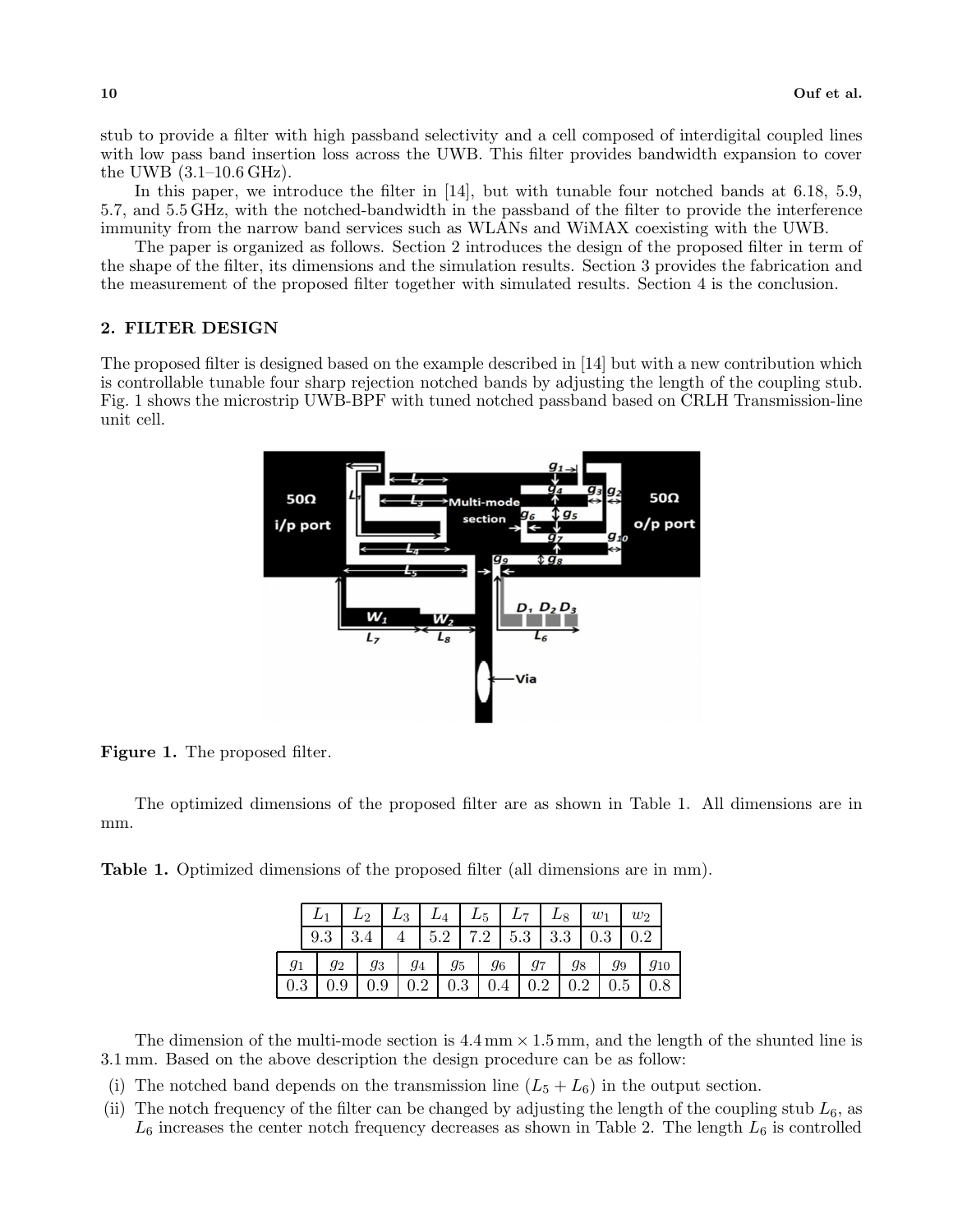stub to provide a filter with high passband selectivity and a cell composed of interdigital coupled lines with low pass band insertion loss across the UWB. This filter provides bandwidth expansion to cover the UWB (3.1–10.6 GHz).

In this paper, we introduce the filter in [14], but with tunable four notched bands at 6.18, 5.9, 5.7, and 5.5 GHz, with the notched-bandwidth in the passband of the filter to provide the interference immunity from the narrow band services such as WLANs and WiMAX coexisting with the UWB.

The paper is organized as follows. Section 2 introduces the design of the proposed filter in term of the shape of the filter, its dimensions and the simulation results. Section 3 provides the fabrication and the measurement of the proposed filter together with simulated results. Section 4 is the conclusion.

## 2. FILTER DESIGN

The proposed filter is designed based on the example described in [14] but with a new contribution which is controllable tunable four sharp rejection notched bands by adjusting the length of the coupling stub. Fig. 1 shows the microstrip UWB-BPF with tuned notched passband based on CRLH Transmission-line unit cell.

**Figure 1.** The proposed filter.

The optimized dimensions of the proposed filter are as shown in Table 1. All dimensions are in mm.

**Table 1.** Optimized dimensions of the proposed filter (all dimensions are in mm).

| $L_1$ | $L_2$ | $L_3$ | $L_4$ | $L_5$ | $L_7$ | $L_8$ | $w_1$ | $w_2$ |
|---|---|---|---|---|---|---|---|---|
| 9.3 | 3.4 | 4 | 5.2 | 7.2 | 5.3 | 3.3 | 0.3 | 0.2 |

| $g_1$ | $g_2$ | $g_3$ | $g_4$ | $g_5$ | $g_6$ | $g_7$ | $g_8$ | $g_9$ | $g_{10}$ |
|---|---|---|---|---|---|---|---|---|---|
| 0.3 | 0.9 | 0.9 | 0.2 | 0.3 | 0.4 | 0.2 | 0.2 | 0.5 | 0.8 |

The dimension of the multi-mode section is $4.4\,\text{mm} \times 1.5\,\text{mm}$, and the length of the shunted line is 3.1 mm. Based on the above description the design procedure can be as follow:

(i) The notched band depends on the transmission line ($L_5 + L_6$) in the output section.

(ii) The notch frequency of the filter can be changed by adjusting the length of the coupling stub $L_6$, as $L_6$ increases the center notch frequency decreases as shown in Table 2. The length $L_6$ is controlled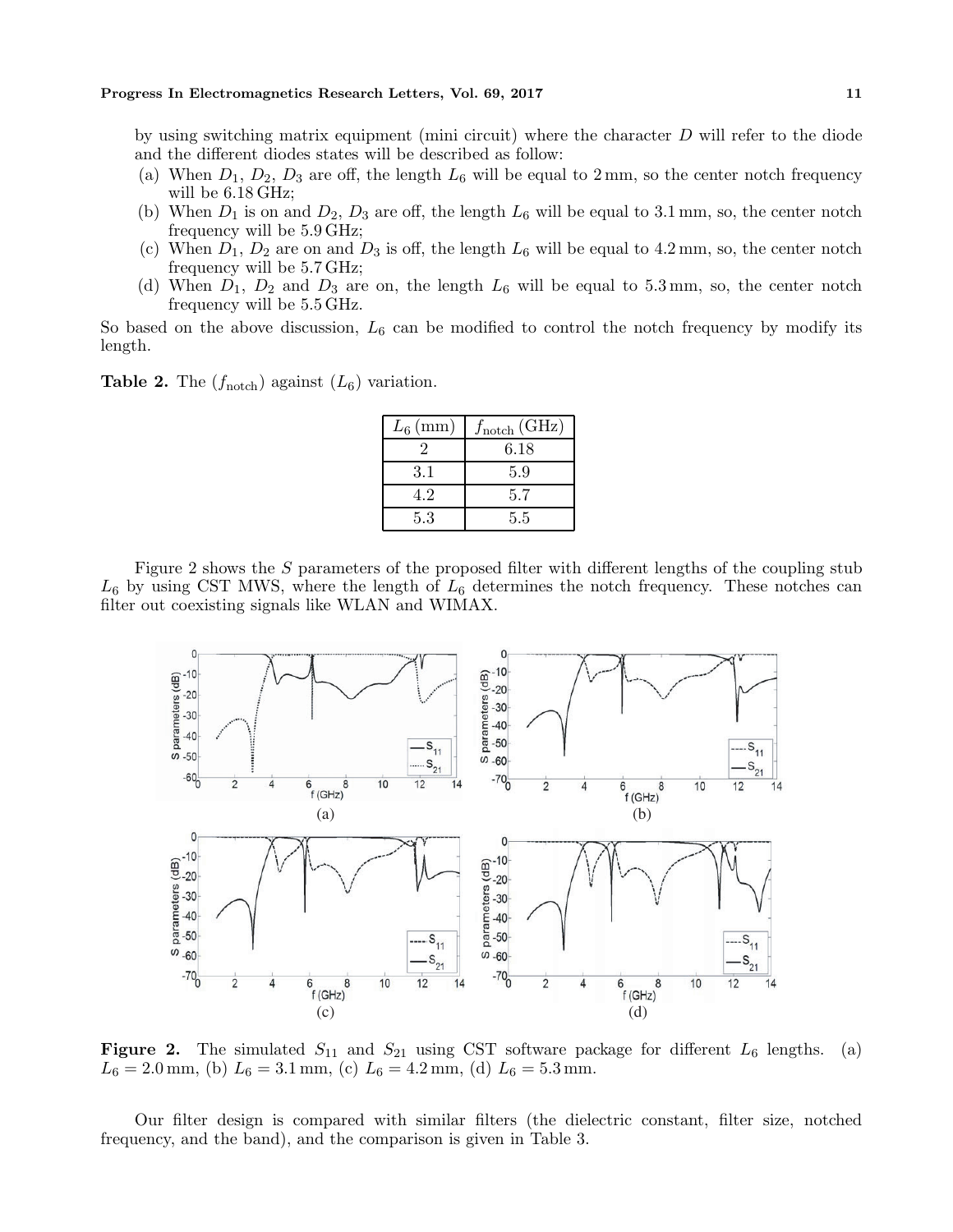by using switching matrix equipment (mini circuit) where the character $D$ will refer to the diode and the different diodes states will be described as follow:

(a) When $D_1$, $D_2$, $D_3$ are off, the length $L_6$ will be equal to 2 mm, so the center notch frequency will be 6.18 GHz;
(b) When $D_1$ is on and $D_2$, $D_3$ are off, the length $L_6$ will be equal to 3.1 mm, so, the center notch frequency will be 5.9 GHz;
(c) When $D_1$, $D_2$ are on and $D_3$ is off, the length $L_6$ will be equal to 4.2 mm, so, the center notch frequency will be 5.7 GHz;
(d) When $D_1$, $D_2$ and $D_3$ are on, the length $L_6$ will be equal to 5.3 mm, so, the center notch frequency will be 5.5 GHz.

So based on the above discussion, $L_6$ can be modified to control the notch frequency by modify its length.

**Table 2.** The ($f_{\text{notch}}$) against ($L_6$) variation.

| $L_6$ (mm) | $f_{\text{notch}}$ (GHz) |
|---|---|
| 2 | 6.18 |
| 3.1 | 5.9 |
| 4.2 | 5.7 |
| 5.3 | 5.5 |

Figure 2 shows the $S$ parameters of the proposed filter with different lengths of the coupling stub $L_6$ by using CST MWS, where the length of $L_6$ determines the notch frequency. These notches can filter out coexisting signals like WLAN and WIMAX.

**Figure 2.** The simulated $S_{11}$ and $S_{21}$ using CST software package for different $L_6$ lengths. (a) $L_6 = 2.0$ mm, (b) $L_6 = 3.1$ mm, (c) $L_6 = 4.2$ mm, (d) $L_6 = 5.3$ mm.

Our filter design is compared with similar filters (the dielectric constant, filter size, notched frequency, and the band), and the comparison is given in Table 3.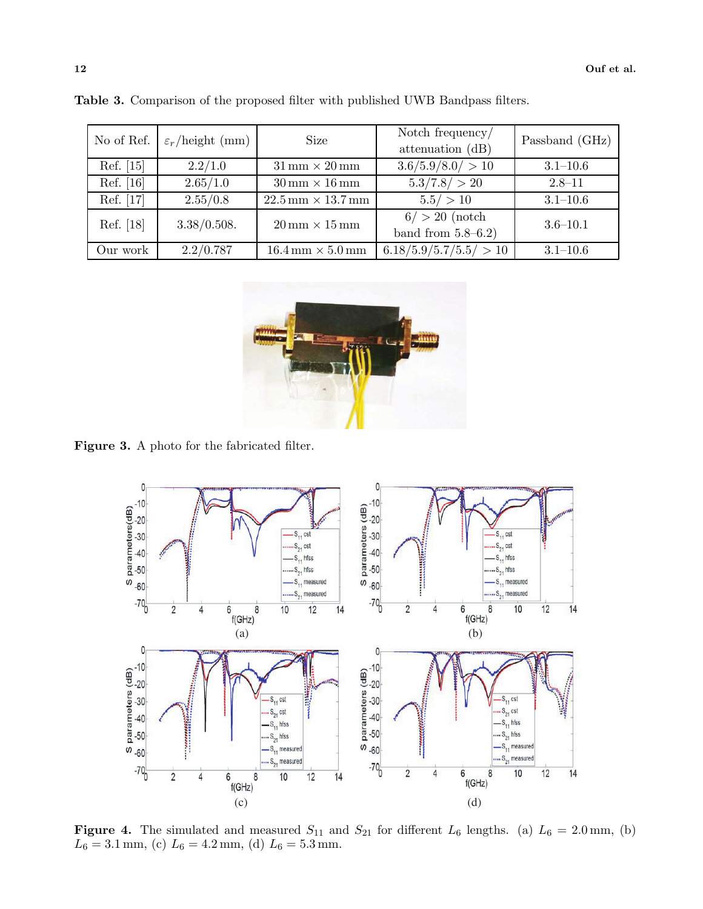**Table 3.** Comparison of the proposed filter with published UWB Bandpass filters.

| No of Ref. | $\varepsilon_r$/height (mm) | Size | Notch frequency/ attenuation (dB) | Passband (GHz) |
|---|---|---|---|---|
| Ref. [15] | 2.2/1.0 | 31 mm × 20 mm | 3.6/5.9/8.0/ > 10 | 3.1–10.6 |
| Ref. [16] | 2.65/1.0 | 30 mm × 16 mm | 5.3/7.8/ > 20 | 2.8–11 |
| Ref. [17] | 2.55/0.8 | 22.5 mm × 13.7 mm | 5.5/ > 10 | 3.1–10.6 |
| Ref. [18] | 3.38/0.508. | 20 mm × 15 mm | 6/ > 20 (notch band from 5.8–6.2) | 3.6–10.1 |
| Our work | 2.2/0.787 | 16.4 mm × 5.0 mm | 6.18/5.9/5.7/5.5/ > 10 | 3.1–10.6 |

**Figure 3.** A photo for the fabricated filter.

**Figure 4.** The simulated and measured $S_{11}$ and $S_{21}$ for different $L_6$ lengths. (a) $L_6 = 2.0$ mm, (b) $L_6 = 3.1$ mm, (c) $L_6 = 4.2$ mm, (d) $L_6 = 5.3$ mm.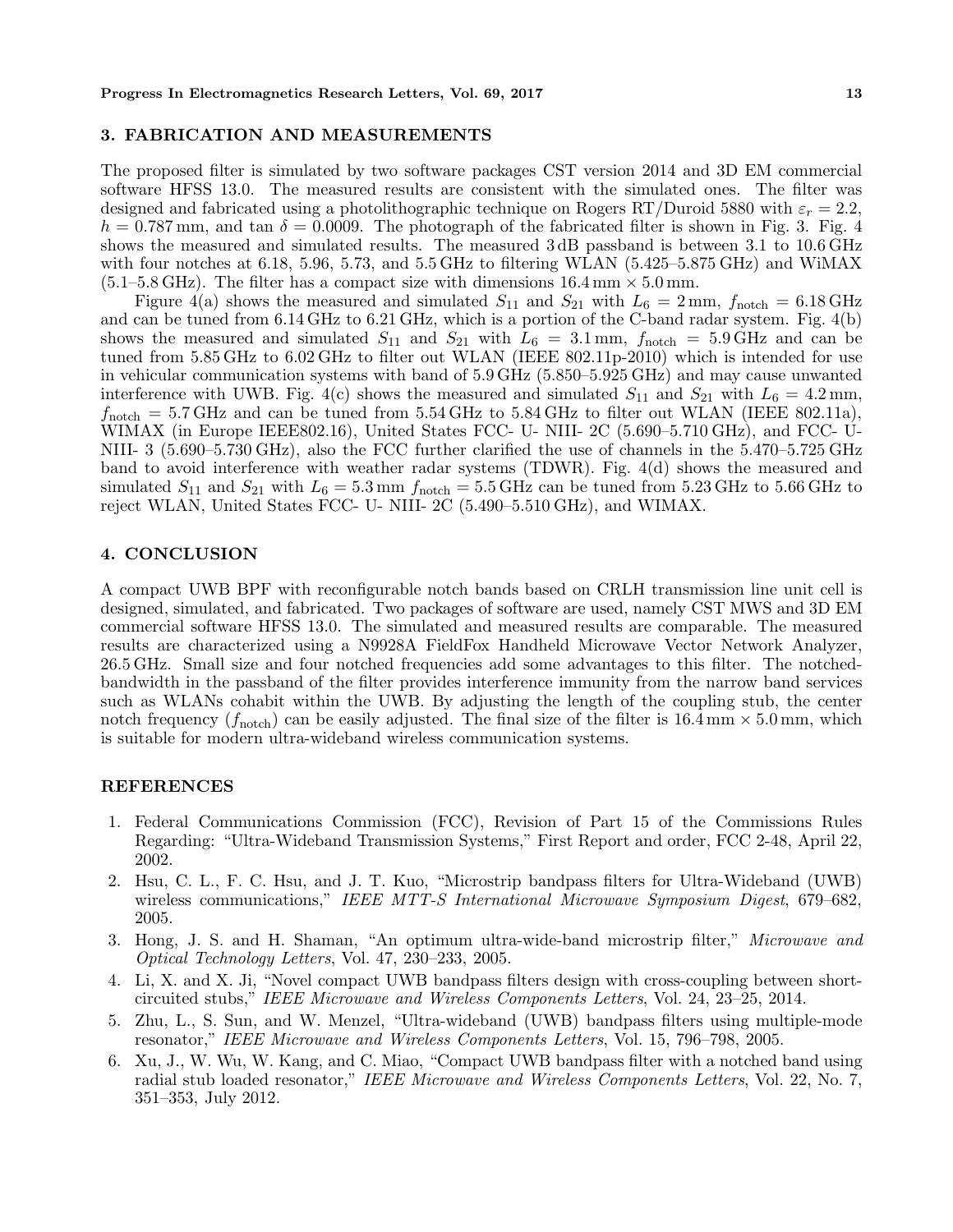## 3. FABRICATION AND MEASUREMENTS

The proposed filter is simulated by two software packages CST version 2014 and 3D EM commercial software HFSS 13.0. The measured results are consistent with the simulated ones. The filter was designed and fabricated using a photolithographic technique on Rogers RT/Duroid 5880 with $\varepsilon_r = 2.2$, $h = 0.787$ mm, and $\tan\delta = 0.0009$. The photograph of the fabricated filter is shown in Fig. 3. Fig. 4 shows the measured and simulated results. The measured 3 dB passband is between 3.1 to 10.6 GHz with four notches at 6.18, 5.96, 5.73, and 5.5 GHz to filtering WLAN (5.425–5.875 GHz) and WiMAX (5.1–5.8 GHz). The filter has a compact size with dimensions 16.4 mm × 5.0 mm.

Figure 4(a) shows the measured and simulated $S_{11}$ and $S_{21}$ with $L_6 = 2$ mm, $f_{\text{notch}} = 6.18$ GHz and can be tuned from 6.14 GHz to 6.21 GHz, which is a portion of the C-band radar system. Fig. 4(b) shows the measured and simulated $S_{11}$ and $S_{21}$ with $L_6 = 3.1$ mm, $f_{\text{notch}} = 5.9$ GHz and can be tuned from 5.85 GHz to 6.02 GHz to filter out WLAN (IEEE 802.11p-2010) which is intended for use in vehicular communication systems with band of 5.9 GHz (5.850–5.925 GHz) and may cause unwanted interference with UWB. Fig. 4(c) shows the measured and simulated $S_{11}$ and $S_{21}$ with $L_6 = 4.2$ mm, $f_{\text{notch}} = 5.7$ GHz and can be tuned from 5.54 GHz to 5.84 GHz to filter out WLAN (IEEE 802.11a), WIMAX (in Europe IEEE802.16), United States FCC- U- NIII- 2C (5.690–5.710 GHz), and FCC- U-NIII- 3 (5.690–5.730 GHz), also the FCC further clarified the use of channels in the 5.470–5.725 GHz band to avoid interference with weather radar systems (TDWR). Fig. 4(d) shows the measured and simulated $S_{11}$ and $S_{21}$ with $L_6 = 5.3$ mm $f_{\text{notch}} = 5.5$ GHz can be tuned from 5.23 GHz to 5.66 GHz to reject WLAN, United States FCC- U- NIII- 2C (5.490–5.510 GHz), and WIMAX.

## 4. CONCLUSION

A compact UWB BPF with reconfigurable notch bands based on CRLH transmission line unit cell is designed, simulated, and fabricated. Two packages of software are used, namely CST MWS and 3D EM commercial software HFSS 13.0. The simulated and measured results are comparable. The measured results are characterized using a N9928A FieldFox Handheld Microwave Vector Network Analyzer, 26.5 GHz. Small size and four notched frequencies add some advantages to this filter. The notched-bandwidth in the passband of the filter provides interference immunity from the narrow band services such as WLANs cohabit within the UWB. By adjusting the length of the coupling stub, the center notch frequency ($f_{\text{notch}}$) can be easily adjusted. The final size of the filter is 16.4 mm × 5.0 mm, which is suitable for modern ultra-wideband wireless communication systems.

## REFERENCES

1. Federal Communications Commission (FCC), Revision of Part 15 of the Commissions Rules Regarding: "Ultra-Wideband Transmission Systems," First Report and order, FCC 2-48, April 22, 2002.
2. Hsu, C. L., F. C. Hsu, and J. T. Kuo, "Microstrip bandpass filters for Ultra-Wideband (UWB) wireless communications," *IEEE MTT-S International Microwave Symposium Digest*, 679–682, 2005.
3. Hong, J. S. and H. Shaman, "An optimum ultra-wide-band microstrip filter," *Microwave and Optical Technology Letters*, Vol. 47, 230–233, 2005.
4. Li, X. and X. Ji, "Novel compact UWB bandpass filters design with cross-coupling between short-circuited stubs," *IEEE Microwave and Wireless Components Letters*, Vol. 24, 23–25, 2014.
5. Zhu, L., S. Sun, and W. Menzel, "Ultra-wideband (UWB) bandpass filters using multiple-mode resonator," *IEEE Microwave and Wireless Components Letters*, Vol. 15, 796–798, 2005.
6. Xu, J., W. Wu, W. Kang, and C. Miao, "Compact UWB bandpass filter with a notched band using radial stub loaded resonator," *IEEE Microwave and Wireless Components Letters*, Vol. 22, No. 7, 351–353, July 2012.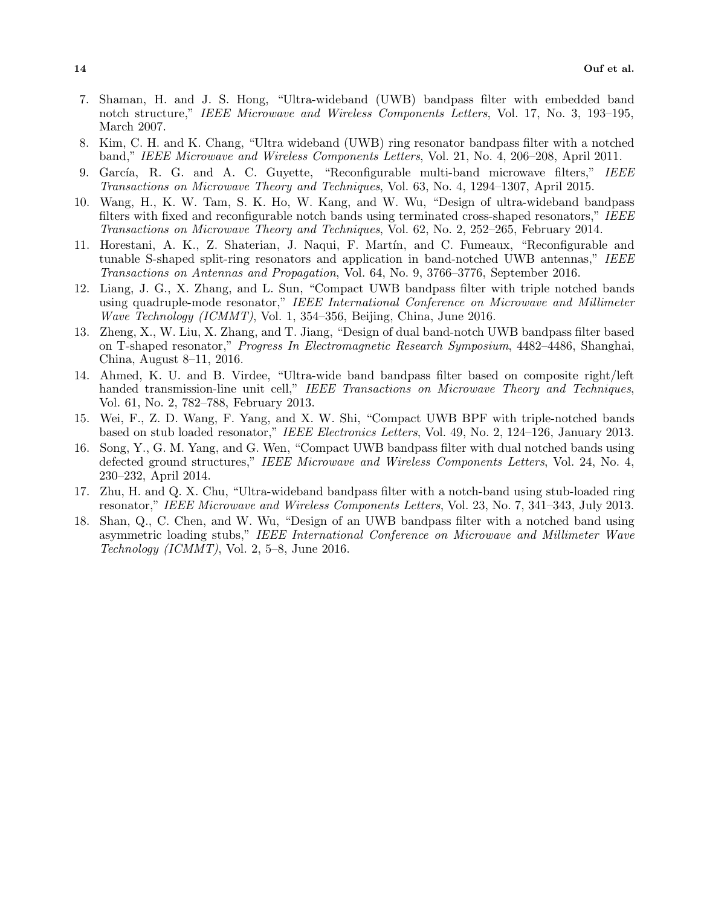7. Shaman, H. and J. S. Hong, "Ultra-wideband (UWB) bandpass filter with embedded band notch structure," *IEEE Microwave and Wireless Components Letters*, Vol. 17, No. 3, 193–195, March 2007.
8. Kim, C. H. and K. Chang, "Ultra wideband (UWB) ring resonator bandpass filter with a notched band," *IEEE Microwave and Wireless Components Letters*, Vol. 21, No. 4, 206–208, April 2011.
9. García, R. G. and A. C. Guyette, "Reconfigurable multi-band microwave filters," *IEEE Transactions on Microwave Theory and Techniques*, Vol. 63, No. 4, 1294–1307, April 2015.
10. Wang, H., K. W. Tam, S. K. Ho, W. Kang, and W. Wu, "Design of ultra-wideband bandpass filters with fixed and reconfigurable notch bands using terminated cross-shaped resonators," *IEEE Transactions on Microwave Theory and Techniques*, Vol. 62, No. 2, 252–265, February 2014.
11. Horestani, A. K., Z. Shaterian, J. Naqui, F. Martín, and C. Fumeaux, "Reconfigurable and tunable S-shaped split-ring resonators and application in band-notched UWB antennas," *IEEE Transactions on Antennas and Propagation*, Vol. 64, No. 9, 3766–3776, September 2016.
12. Liang, J. G., X. Zhang, and L. Sun, "Compact UWB bandpass filter with triple notched bands using quadruple-mode resonator," *IEEE International Conference on Microwave and Millimeter Wave Technology (ICMMT)*, Vol. 1, 354–356, Beijing, China, June 2016.
13. Zheng, X., W. Liu, X. Zhang, and T. Jiang, "Design of dual band-notch UWB bandpass filter based on T-shaped resonator," *Progress In Electromagnetic Research Symposium*, 4482–4486, Shanghai, China, August 8–11, 2016.
14. Ahmed, K. U. and B. Virdee, "Ultra-wide band bandpass filter based on composite right/left handed transmission-line unit cell," *IEEE Transactions on Microwave Theory and Techniques*, Vol. 61, No. 2, 782–788, February 2013.
15. Wei, F., Z. D. Wang, F. Yang, and X. W. Shi, "Compact UWB BPF with triple-notched bands based on stub loaded resonator," *IEEE Electronics Letters*, Vol. 49, No. 2, 124–126, January 2013.
16. Song, Y., G. M. Yang, and G. Wen, "Compact UWB bandpass filter with dual notched bands using defected ground structures," *IEEE Microwave and Wireless Components Letters*, Vol. 24, No. 4, 230–232, April 2014.
17. Zhu, H. and Q. X. Chu, "Ultra-wideband bandpass filter with a notch-band using stub-loaded ring resonator," *IEEE Microwave and Wireless Components Letters*, Vol. 23, No. 7, 341–343, July 2013.
18. Shan, Q., C. Chen, and W. Wu, "Design of an UWB bandpass filter with a notched band using asymmetric loading stubs," *IEEE International Conference on Microwave and Millimeter Wave Technology (ICMMT)*, Vol. 2, 5–8, June 2016.